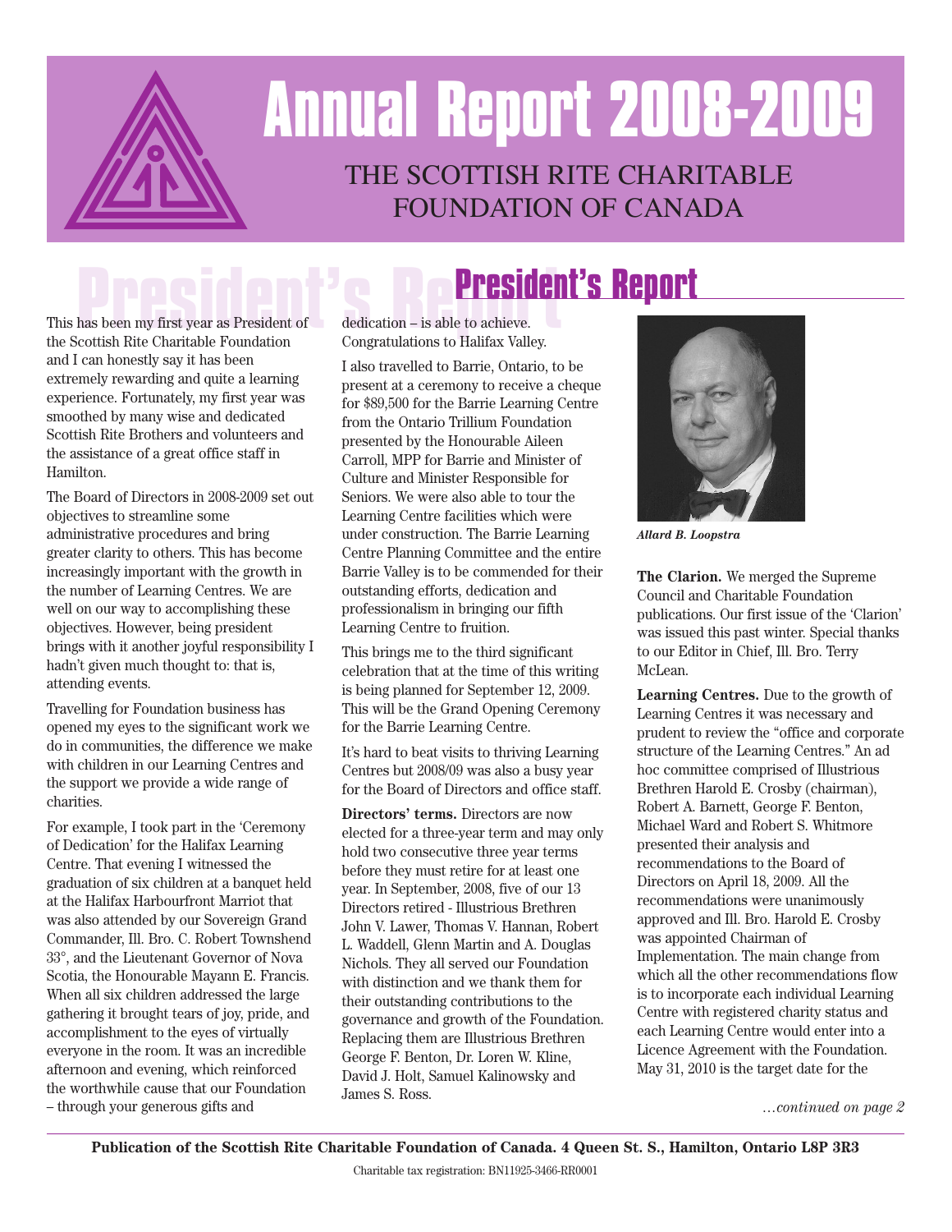# Annual Report 2008-2009

## THE SCOTTISH RITE CHARITABLE FOUNDATION OF CANADA

## President's Report

This has been my first year as President of the Scottish Rite Charitable Foundation and I can honestly say it has been extremely rewarding and quite a learning experience. Fortunately, my first year was smoothed by many wise and dedicated Scottish Rite Brothers and volunteers and the assistance of a great office staff in Hamilton.

The Board of Directors in 2008-2009 set out objectives to streamline some administrative procedures and bring greater clarity to others. This has become increasingly important with the growth in the number of Learning Centres. We are well on our way to accomplishing these objectives. However, being president brings with it another joyful responsibility I hadn't given much thought to: that is, attending events.

Travelling for Foundation business has opened my eyes to the significant work we do in communities, the difference we make with children in our Learning Centres and the support we provide a wide range of charities.

For example, I took part in the 'Ceremony of Dedication' for the Halifax Learning Centre. That evening I witnessed the graduation of six children at a banquet held at the Halifax Harbourfront Marriot that was also attended by our Sovereign Grand Commander, Ill. Bro. C. Robert Townshend 33°, and the Lieutenant Governor of Nova Scotia, the Honourable Mayann E. Francis. When all six children addressed the large gathering it brought tears of joy, pride, and accomplishment to the eyes of virtually everyone in the room. It was an incredible afternoon and evening, which reinforced the worthwhile cause that our Foundation – through your generous gifts and dedication – is able to achieve. Congratulations to Halifax Valley.

I also travelled to Barrie, Ontario, to be present at a ceremony to receive a cheque for $89,500 for the Barrie Learning Centre from the Ontario Trillium Foundation presented by the Honourable Aileen Carroll, MPP for Barrie and Minister of Culture and Minister Responsible for Seniors. We were also able to tour the Learning Centre facilities which were under construction. The Barrie Learning Centre Planning Committee and the entire Barrie Valley is to be commended for their outstanding efforts, dedication and professionalism in bringing our fifth Learning Centre to fruition.

This brings me to the third significant celebration that at the time of this writing is being planned for September 12, 2009. This will be the Grand Opening Ceremony for the Barrie Learning Centre.

It's hard to beat visits to thriving Learning Centres but 2008/09 was also a busy year for the Board of Directors and office staff.

**Directors' terms.** Directors are now elected for a three-year term and may only hold two consecutive three year terms before they must retire for at least one year. In September, 2008, five of our 13 Directors retired - Illustrious Brethren John V. Lawer, Thomas V. Hannan, Robert L. Waddell, Glenn Martin and A. Douglas Nichols. They all served our Foundation with distinction and we thank them for their outstanding contributions to the governance and growth of the Foundation. Replacing them are Illustrious Brethren George F. Benton, Dr. Loren W. Kline, David J. Holt, Samuel Kalinowsky and James S. Ross.

*Allard B. Loopstra*

**The Clarion.** We merged the Supreme Council and Charitable Foundation publications. Our first issue of the 'Clarion' was issued this past winter. Special thanks to our Editor in Chief, Ill. Bro. Terry McLean.

**Learning Centres.** Due to the growth of Learning Centres it was necessary and prudent to review the "office and corporate structure of the Learning Centres." An ad hoc committee comprised of Illustrious Brethren Harold E. Crosby (chairman), Robert A. Barnett, George F. Benton, Michael Ward and Robert S. Whitmore presented their analysis and recommendations to the Board of Directors on April 18, 2009. All the recommendations were unanimously approved and Ill. Bro. Harold E. Crosby was appointed Chairman of Implementation. The main change from which all the other recommendations flow is to incorporate each individual Learning Centre with registered charity status and each Learning Centre would enter into a Licence Agreement with the Foundation. May 31, 2010 is the target date for the

*…continued on page 2*

**Publication of the Scottish Rite Charitable Foundation of Canada. 4 Queen St. S., Hamilton, Ontario L8P 3R3**

Charitable tax registration: BN11925-3466-RR0001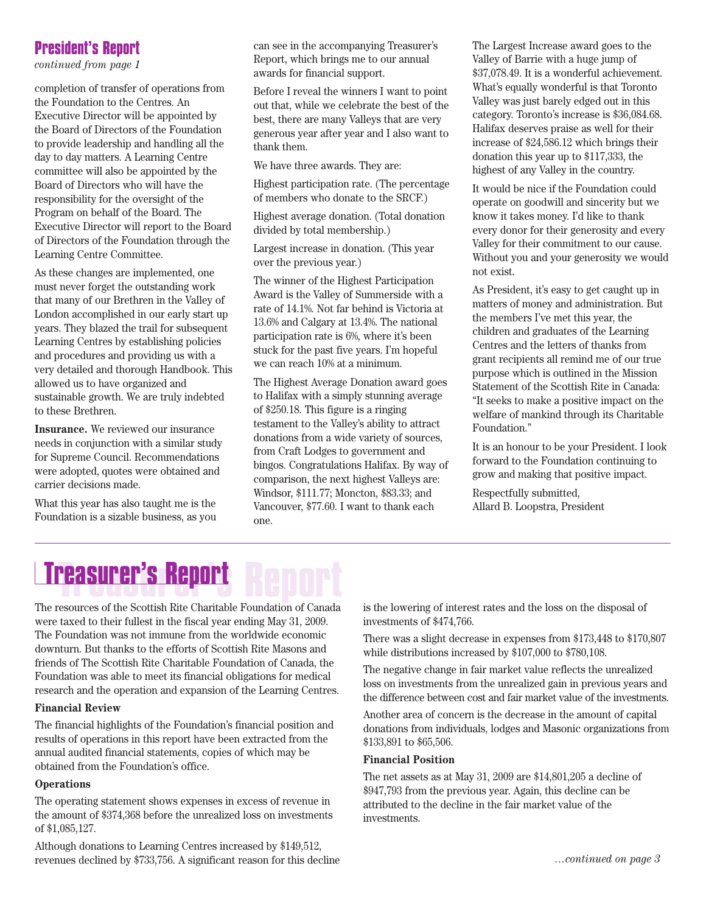## President's Report

*continued from page 1*

completion of transfer of operations from the Foundation to the Centres. An Executive Director will be appointed by the Board of Directors of the Foundation to provide leadership and handling all the day to day matters. A Learning Centre committee will also be appointed by the Board of Directors who will have the responsibility for the oversight of the Program on behalf of the Board. The Executive Director will report to the Board of Directors of the Foundation through the Learning Centre Committee.

As these changes are implemented, one must never forget the outstanding work that many of our Brethren in the Valley of London accomplished in our early start up years. They blazed the trail for subsequent Learning Centres by establishing policies and procedures and providing us with a very detailed and thorough Handbook. This allowed us to have organized and sustainable growth. We are truly indebted to these Brethren.

**Insurance.** We reviewed our insurance needs in conjunction with a similar study for Supreme Council. Recommendations were adopted, quotes were obtained and carrier decisions made.

What this year has also taught me is the Foundation is a sizable business, as you can see in the accompanying Treasurer's Report, which brings me to our annual awards for financial support.

Before I reveal the winners I want to point out that, while we celebrate the best of the best, there are many Valleys that are very generous year after year and I also want to thank them.

We have three awards. They are:

Highest participation rate. (The percentage of members who donate to the SRCF.)

Highest average donation. (Total donation divided by total membership.)

Largest increase in donation. (This year over the previous year.)

The winner of the Highest Participation Award is the Valley of Summerside with a rate of 14.1%. Not far behind is Victoria at 13.6% and Calgary at 13.4%. The national participation rate is 6%, where it's been stuck for the past five years. I'm hopeful we can reach 10% at a minimum.

The Highest Average Donation award goes to Halifax with a simply stunning average of $250.18. This figure is a ringing testament to the Valley's ability to attract donations from a wide variety of sources, from Craft Lodges to government and bingos. Congratulations Halifax. By way of comparison, the next highest Valleys are: Windsor, $111.77; Moncton, $83.33; and Vancouver, $77.60. I want to thank each one.

The Largest Increase award goes to the Valley of Barrie with a huge jump of $37,078.49. It is a wonderful achievement. What's equally wonderful is that Toronto Valley was just barely edged out in this category. Toronto's increase is $36,084.68. Halifax deserves praise as well for their increase of $24,586.12 which brings their donation this year up to $117,333, the highest of any Valley in the country.

It would be nice if the Foundation could operate on goodwill and sincerity but we know it takes money. I'd like to thank every donor for their generosity and every Valley for their commitment to our cause. Without you and your generosity we would not exist.

As President, it's easy to get caught up in matters of money and administration. But the members I've met this year, the children and graduates of the Learning Centres and the letters of thanks from grant recipients all remind me of our true purpose which is outlined in the Mission Statement of the Scottish Rite in Canada: "It seeks to make a positive impact on the welfare of mankind through its Charitable Foundation."

It is an honour to be your President. I look forward to the Foundation continuing to grow and making that positive impact.

Respectfully submitted,
Allard B. Loopstra, President

## Treasurer's Report

The resources of the Scottish Rite Charitable Foundation of Canada were taxed to their fullest in the fiscal year ending May 31, 2009. The Foundation was not immune from the worldwide economic downturn. But thanks to the efforts of Scottish Rite Masons and friends of The Scottish Rite Charitable Foundation of Canada, the Foundation was able to meet its financial obligations for medical research and the operation and expansion of the Learning Centres.

### Financial Review

The financial highlights of the Foundation's financial position and results of operations in this report have been extracted from the annual audited financial statements, copies of which may be obtained from the Foundation's office.

### Operations

The operating statement shows expenses in excess of revenue in the amount of $374,368 before the unrealized loss on investments of $1,085,127.

Although donations to Learning Centres increased by $149,512, revenues declined by $733,756. A significant reason for this decline is the lowering of interest rates and the loss on the disposal of investments of $474,766.

There was a slight decrease in expenses from $173,448 to $170,807 while distributions increased by $107,000 to $780,108.

The negative change in fair market value reflects the unrealized loss on investments from the unrealized gain in previous years and the difference between cost and fair market value of the investments.

Another area of concern is the decrease in the amount of capital donations from individuals, lodges and Masonic organizations from $133,891 to $65,506.

### Financial Position

The net assets as at May 31, 2009 are $14,801,205 a decline of $947,793 from the previous year. Again, this decline can be attributed to the decline in the fair market value of the investments.

*…continued on page 3*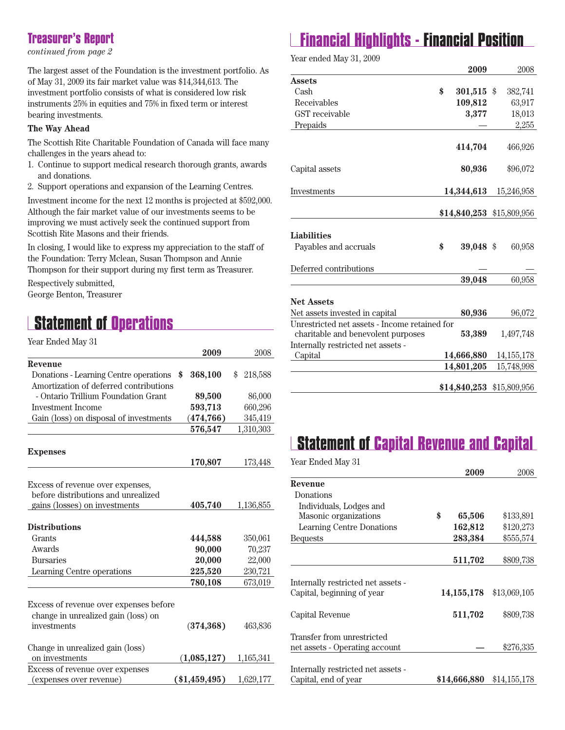## Treasurer's Report

*continued from page 2*

The largest asset of the Foundation is the investment portfolio. As of May 31, 2009 its fair market value was $14,344,613. The investment portfolio consists of what is considered low risk instruments 25% in equities and 75% in fixed term or interest bearing investments.

**The Way Ahead**

The Scottish Rite Charitable Foundation of Canada will face many challenges in the years ahead to:

1. Continue to support medical research thorough grants, awards and donations.
2. Support operations and expansion of the Learning Centres.

Investment income for the next 12 months is projected at $592,000. Although the fair market value of our investments seems to be improving we must actively seek the continued support from Scottish Rite Masons and their friends.

In closing, I would like to express my appreciation to the staff of the Foundation: Terry Mclean, Susan Thompson and Annie Thompson for their support during my first term as Treasurer.

Respectively submitted,
George Benton, Treasurer

## Statement of Operations

Year Ended May 31

| | 2009 | 2008 |
|---|---|---|
| **Revenue** | | |
| Donations - Learning Centre operations | $ 368,100 | $ 218,588 |
| Amortization of deferred contributions - Ontario Trillium Foundation Grant | 89,500 | 86,000 |
| Investment Income | 593,713 | 660,296 |
| Gain (loss) on disposal of investments | (474,766) | 345,419 |
| | 576,547 | 1,310,303 |
| **Expenses** | 170,807 | 173,448 |
| Excess of revenue over expenses, before distributions and unrealized gains (losses) on investments | 405,740 | 1,136,855 |
| **Distributions** | | |
| Grants | 444,588 | 350,061 |
| Awards | 90,000 | 70,237 |
| Bursaries | 20,000 | 22,000 |
| Learning Centre operations | 225,520 | 230,721 |
| | 780,108 | 673,019 |
| Excess of revenue over expenses before change in unrealized gain (loss) on investments | (374,368) | 463,836 |
| Change in unrealized gain (loss) on investments | (1,085,127) | 1,165,341 |
| Excess of revenue over expenses (expenses over revenue) | ($1,459,495) | 1,629,177 |

## Financial Highlights - Financial Position

Year ended May 31, 2009

| | 2009 | 2008 |
|---|---|---|
| **Assets** | | |
| Cash | $ 301,515 | $ 382,741 |
| Receivables | 109,812 | 63,917 |
| GST receivable | 3,377 | 18,013 |
| Prepaids | — | 2,255 |
| | 414,704 | 466,926 |
| Capital assets | 80,936 | $96,072 |
| Investments | 14,344,613 | 15,246,958 |
| | $14,840,253 | $15,809,956 |
| **Liabilities** | | |
| Payables and accruals | $ 39,048 | $ 60,958 |
| Deferred contributions | — | — |
| | 39,048 | 60,958 |
| **Net Assets** | | |
| Net assets invested in capital | 80,936 | 96,072 |
| Unrestricted net assets - Income retained for charitable and benevolent purposes | 53,389 | 1,497,748 |
| Internally restricted net assets - Capital | 14,666,880 | 14,155,178 |
| | 14,801,205 | 15,748,998 |
| | $14,840,253 | $15,809,956 |

## Statement of Capital Revenue and Capital

Year Ended May 31

| | 2009 | 2008 |
|---|---|---|
| **Revenue** | | |
| Donations | | |
| Individuals, Lodges and Masonic organizations | $ 65,506 | $133,891 |
| Learning Centre Donations | 162,812 | $120,273 |
| Bequests | 283,384 | $555,574 |
| | 511,702 | $809,738 |
| Internally restricted net assets - Capital, beginning of year | 14,155,178 | $13,069,105 |
| Capital Revenue | 511,702 | $809,738 |
| Transfer from unrestricted net assets - Operating account | — | $276,335 |
| Internally restricted net assets - Capital, end of year | $14,666,880 | $14,155,178 |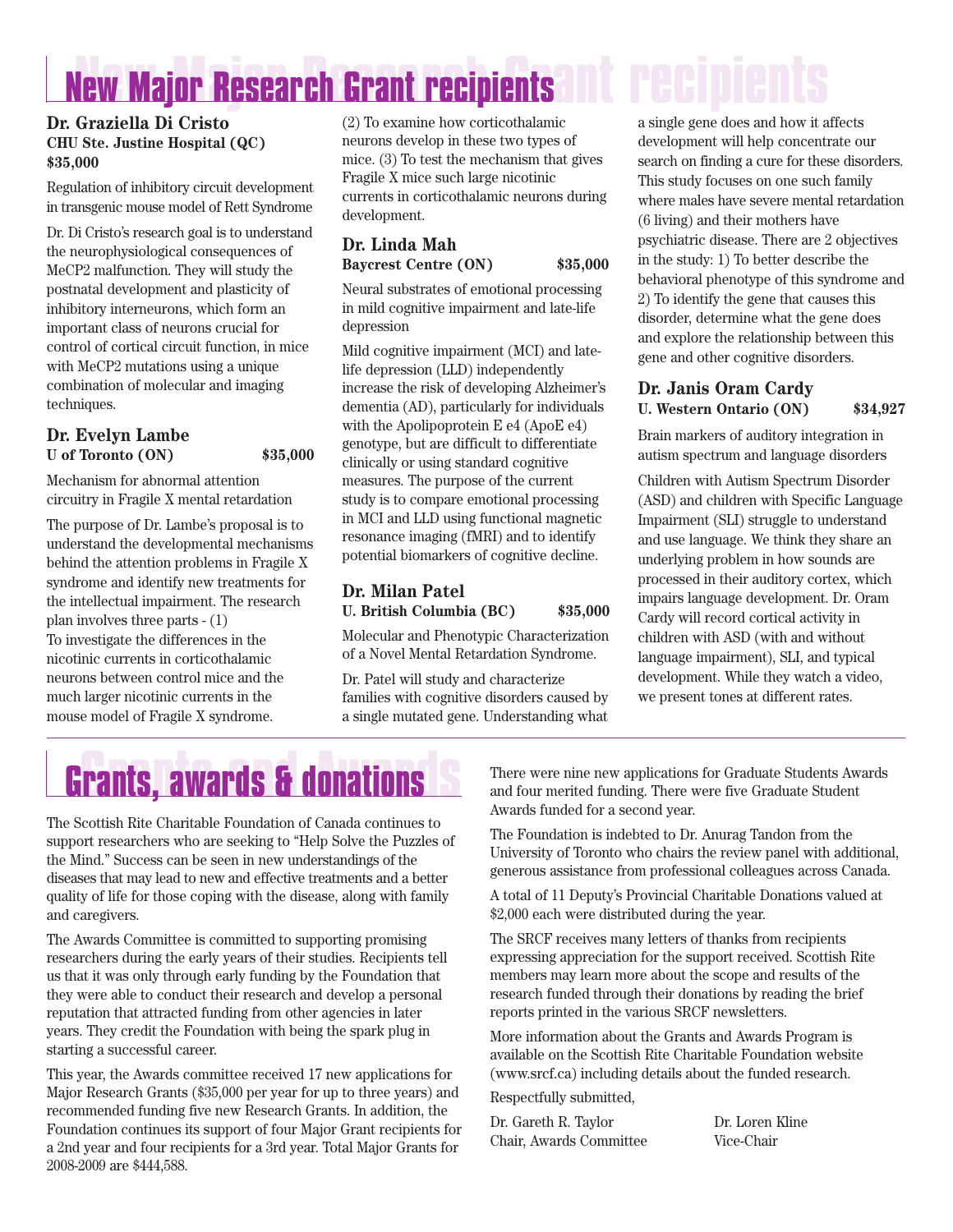# New Major Research Grant recipients

### Dr. Graziella Di Cristo
**CHU Ste. Justine Hospital (QC)**
**$35,000**

Regulation of inhibitory circuit development in transgenic mouse model of Rett Syndrome

Dr. Di Cristo's research goal is to understand the neurophysiological consequences of MeCP2 malfunction. They will study the postnatal development and plasticity of inhibitory interneurons, which form an important class of neurons crucial for control of cortical circuit function, in mice with MeCP2 mutations using a unique combination of molecular and imaging techniques.

### Dr. Evelyn Lambe
**U of Toronto (ON) $35,000**

Mechanism for abnormal attention circuitry in Fragile X mental retardation

The purpose of Dr. Lambe's proposal is to understand the developmental mechanisms behind the attention problems in Fragile X syndrome and identify new treatments for the intellectual impairment. The research plan involves three parts - (1) To investigate the differences in the nicotinic currents in corticothalamic neurons between control mice and the much larger nicotinic currents in the mouse model of Fragile X syndrome. (2) To examine how corticothalamic neurons develop in these two types of mice. (3) To test the mechanism that gives Fragile X mice such large nicotinic currents in corticothalamic neurons during development.

### Dr. Linda Mah
**Baycrest Centre (ON) $35,000**

Neural substrates of emotional processing in mild cognitive impairment and late-life depression

Mild cognitive impairment (MCI) and late-life depression (LLD) independently increase the risk of developing Alzheimer's dementia (AD), particularly for individuals with the Apolipoprotein E e4 (ApoE e4) genotype, but are difficult to differentiate clinically or using standard cognitive measures. The purpose of the current study is to compare emotional processing in MCI and LLD using functional magnetic resonance imaging (fMRI) and to identify potential biomarkers of cognitive decline.

### Dr. Milan Patel
**U. British Columbia (BC) $35,000**

Molecular and Phenotypic Characterization of a Novel Mental Retardation Syndrome.

Dr. Patel will study and characterize families with cognitive disorders caused by a single mutated gene. Understanding what a single gene does and how it affects development will help concentrate our search on finding a cure for these disorders. This study focuses on one such family where males have severe mental retardation (6 living) and their mothers have psychiatric disease. There are 2 objectives in the study: 1) To better describe the behavioral phenotype of this syndrome and 2) To identify the gene that causes this disorder, determine what the gene does and explore the relationship between this gene and other cognitive disorders.

### Dr. Janis Oram Cardy
**U. Western Ontario (ON) $34,927**

Brain markers of auditory integration in autism spectrum and language disorders

Children with Autism Spectrum Disorder (ASD) and children with Specific Language Impairment (SLI) struggle to understand and use language. We think they share an underlying problem in how sounds are processed in their auditory cortex, which impairs language development. Dr. Oram Cardy will record cortical activity in children with ASD (with and without language impairment), SLI, and typical development. While they watch a video, we present tones at different rates.

# Grants, awards & donations

The Scottish Rite Charitable Foundation of Canada continues to support researchers who are seeking to "Help Solve the Puzzles of the Mind." Success can be seen in new understandings of the diseases that may lead to new and effective treatments and a better quality of life for those coping with the disease, along with family and caregivers.

The Awards Committee is committed to supporting promising researchers during the early years of their studies. Recipients tell us that it was only through early funding by the Foundation that they were able to conduct their research and develop a personal reputation that attracted funding from other agencies in later years. They credit the Foundation with being the spark plug in starting a successful career.

This year, the Awards committee received 17 new applications for Major Research Grants ($35,000 per year for up to three years) and recommended funding five new Research Grants. In addition, the Foundation continues its support of four Major Grant recipients for a 2nd year and four recipients for a 3rd year. Total Major Grants for 2008-2009 are $444,588.

There were nine new applications for Graduate Students Awards and four merited funding. There were five Graduate Student Awards funded for a second year.

The Foundation is indebted to Dr. Anurag Tandon from the University of Toronto who chairs the review panel with additional, generous assistance from professional colleagues across Canada.

A total of 11 Deputy's Provincial Charitable Donations valued at $2,000 each were distributed during the year.

The SRCF receives many letters of thanks from recipients expressing appreciation for the support received. Scottish Rite members may learn more about the scope and results of the research funded through their donations by reading the brief reports printed in the various SRCF newsletters.

More information about the Grants and Awards Program is available on the Scottish Rite Charitable Foundation website (www.srcf.ca) including details about the funded research.

Respectfully submitted,

Dr. Gareth R. Taylor
Chair, Awards Committee

Dr. Loren Kline
Vice-Chair